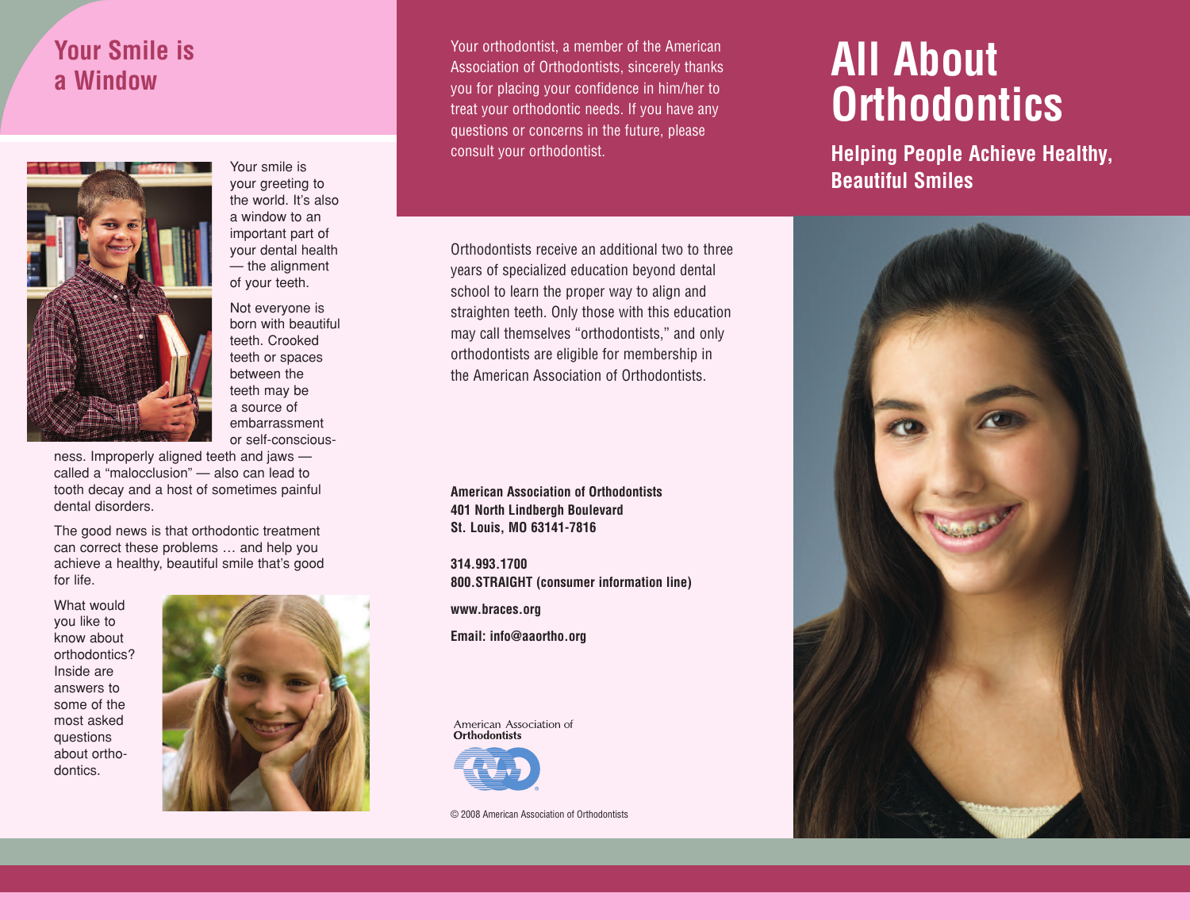## Your Smile is a Window

Your smile is your greeting to the world. It's also a window to an important part of your dental health — the alignment of your teeth.

Not everyone is born with beautiful teeth. Crooked teeth or spaces between the teeth may be a source of embarrassment or self-consciousness. Improperly aligned teeth and jaws — called a "malocclusion" — also can lead to tooth decay and a host of sometimes painful dental disorders.

The good news is that orthodontic treatment can correct these problems … and help you achieve a healthy, beautiful smile that's good for life.

What would you like to know about orthodontics? Inside are answers to some of the most asked questions about orthodontics.

Your orthodontist, a member of the American Association of Orthodontists, sincerely thanks you for placing your confidence in him/her to treat your orthodontic needs. If you have any questions or concerns in the future, please consult your orthodontist.

Orthodontists receive an additional two to three years of specialized education beyond dental school to learn the proper way to align and straighten teeth. Only those with this education may call themselves "orthodontists," and only orthodontists are eligible for membership in the American Association of Orthodontists.

**American Association of Orthodontists**
**401 North Lindbergh Boulevard**
**St. Louis, MO 63141-7816**

**314.993.1700**
**800.STRAIGHT (consumer information line)**

**www.braces.org**

**Email: info@aaortho.org**

American Association of Orthodontists

© 2008 American Association of Orthodontists

# All About Orthodontics

## Helping People Achieve Healthy, Beautiful Smiles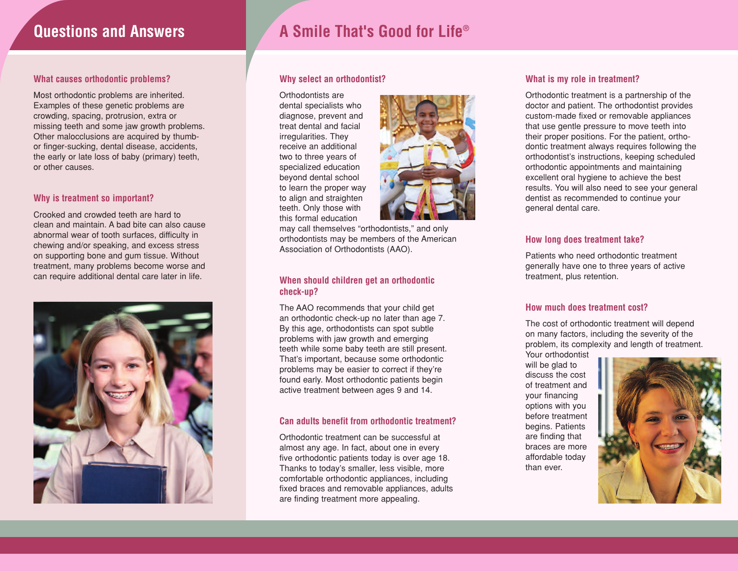## Questions and Answers

### What causes orthodontic problems?

Most orthodontic problems are inherited. Examples of these genetic problems are crowding, spacing, protrusion, extra or missing teeth and some jaw growth problems. Other malocclusions are acquired by thumb- or finger-sucking, dental disease, accidents, the early or late loss of baby (primary) teeth, or other causes.

### Why is treatment so important?

Crooked and crowded teeth are hard to clean and maintain. A bad bite can also cause abnormal wear of tooth surfaces, difficulty in chewing and/or speaking, and excess stress on supporting bone and gum tissue. Without treatment, many problems become worse and can require additional dental care later in life.

## A Smile That's Good for Life®

### Why select an orthodontist?

Orthodontists are dental specialists who diagnose, prevent and treat dental and facial irregularities. They receive an additional two to three years of specialized education beyond dental school to learn the proper way to align and straighten teeth. Only those with this formal education may call themselves "orthodontists," and only orthodontists may be members of the American Association of Orthodontists (AAO).

### When should children get an orthodontic check-up?

The AAO recommends that your child get an orthodontic check-up no later than age 7. By this age, orthodontists can spot subtle problems with jaw growth and emerging teeth while some baby teeth are still present. That's important, because some orthodontic problems may be easier to correct if they're found early. Most orthodontic patients begin active treatment between ages 9 and 14.

### Can adults benefit from orthodontic treatment?

Orthodontic treatment can be successful at almost any age. In fact, about one in every five orthodontic patients today is over age 18. Thanks to today's smaller, less visible, more comfortable orthodontic appliances, including fixed braces and removable appliances, adults are finding treatment more appealing.

### What is my role in treatment?

Orthodontic treatment is a partnership of the doctor and patient. The orthodontist provides custom-made fixed or removable appliances that use gentle pressure to move teeth into their proper positions. For the patient, orthodontic treatment always requires following the orthodontist's instructions, keeping scheduled orthodontic appointments and maintaining excellent oral hygiene to achieve the best results. You will also need to see your general dentist as recommended to continue your general dental care.

### How long does treatment take?

Patients who need orthodontic treatment generally have one to three years of active treatment, plus retention.

### How much does treatment cost?

The cost of orthodontic treatment will depend on many factors, including the severity of the problem, its complexity and length of treatment. Your orthodontist will be glad to discuss the cost of treatment and your financing options with you before treatment begins. Patients are finding that braces are more affordable today than ever.